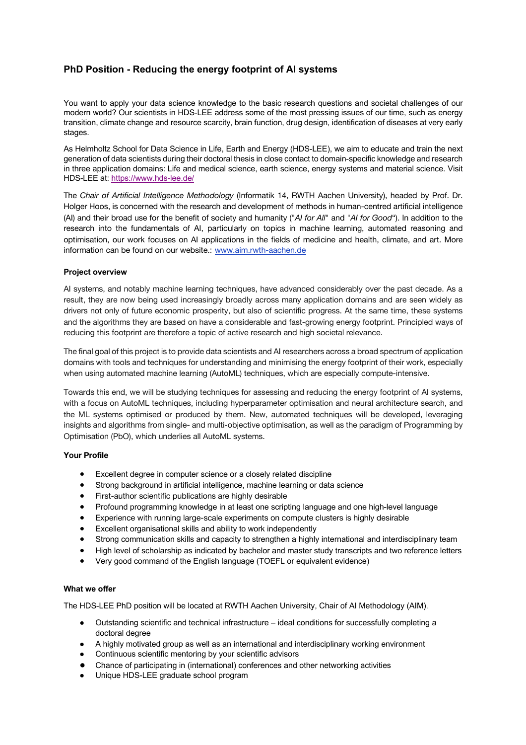# PhD Position - Reducing the energy footprint of AI systems

You want to apply your data science knowledge to the basic research questions and societal challenges of our modern world? Our scientists in HDS-LEE address some of the most pressing issues of our time, such as energy transition, climate change and resource scarcity, brain function, drug design, identification of diseases at very early stages.

As Helmholtz School for Data Science in Life, Earth and Energy (HDS-LEE), we aim to educate and train the next generation of data scientists during their doctoral thesis in close contact to domain-specific knowledge and research in three application domains: Life and medical science, earth science, energy systems and material science. Visit HDS-LEE at: [https://www.hds-lee.de/](https://www.hds-lee.de/)

The *Chair of Artificial Intelligence Methodology* (Informatik 14, RWTH Aachen University), headed by Prof. Dr. Holger Hoos, is concerned with the research and development of methods in human-centred artificial intelligence (AI) and their broad use for the benefit of society and humanity ("*AI for All*" and "*AI for Good*"). In addition to the research into the fundamentals of AI, particularly on topics in machine learning, automated reasoning and optimisation, our work focuses on AI applications in the fields of medicine and health, climate, and art. More information can be found on our website.: [www.aim.rwth-aachen.de](www.aim.rwth-aachen.de)

**Project overview**

AI systems, and notably machine learning techniques, have advanced considerably over the past decade. As a result, they are now being used increasingly broadly across many application domains and are seen widely as drivers not only of future economic prosperity, but also of scientific progress. At the same time, these systems and the algorithms they are based on have a considerable and fast-growing energy footprint. Principled ways of reducing this footprint are therefore a topic of active research and high societal relevance.

The final goal of this project is to provide data scientists and AI researchers across a broad spectrum of application domains with tools and techniques for understanding and minimising the energy footprint of their work, especially when using automated machine learning (AutoML) techniques, which are especially compute-intensive.

Towards this end, we will be studying techniques for assessing and reducing the energy footprint of AI systems, with a focus on AutoML techniques, including hyperparameter optimisation and neural architecture search, and the ML systems optimised or produced by them. New, automated techniques will be developed, leveraging insights and algorithms from single- and multi-objective optimisation, as well as the paradigm of Programming by Optimisation (PbO), which underlies all AutoML systems.

**Your Profile**

- Excellent degree in computer science or a closely related discipline
- Strong background in artificial intelligence, machine learning or data science
- First-author scientific publications are highly desirable
- Profound programming knowledge in at least one scripting language and one high-level language
- Experience with running large-scale experiments on compute clusters is highly desirable
- Excellent organisational skills and ability to work independently
- Strong communication skills and capacity to strengthen a highly international and interdisciplinary team
- High level of scholarship as indicated by bachelor and master study transcripts and two reference letters
- Very good command of the English language (TOEFL or equivalent evidence)

**What we offer**

The HDS-LEE PhD position will be located at RWTH Aachen University, Chair of AI Methodology (AIM).

- Outstanding scientific and technical infrastructure – ideal conditions for successfully completing a doctoral degree
- A highly motivated group as well as an international and interdisciplinary working environment
- Continuous scientific mentoring by your scientific advisors
- Chance of participating in (international) conferences and other networking activities
- Unique HDS-LEE graduate school program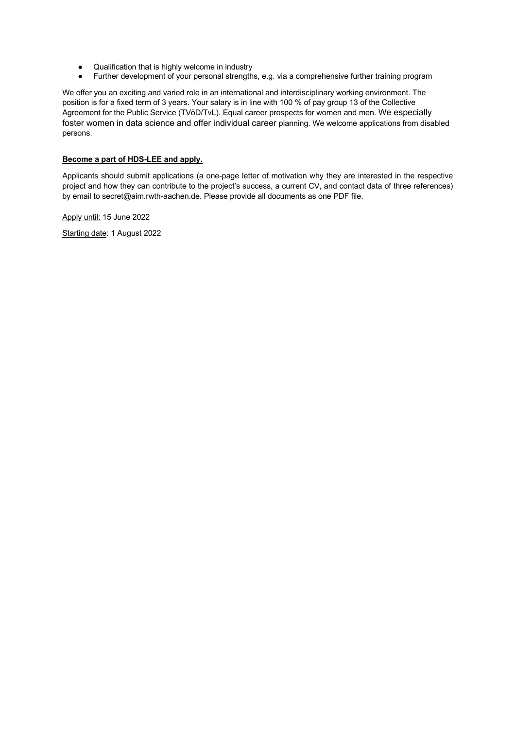- Qualification that is highly welcome in industry
- Further development of your personal strengths, e.g. via a comprehensive further training program

We offer you an exciting and varied role in an international and interdisciplinary working environment. The position is for a fixed term of 3 years. Your salary is in line with 100 % of pay group 13 of the Collective Agreement for the Public Service (TVöD/TvL). Equal career prospects for women and men. We especially foster women in data science and offer individual career planning. We welcome applications from disabled persons.

**Become a part of HDS-LEE and apply.**

Applicants should submit applications (a one-page letter of motivation why they are interested in the respective project and how they can contribute to the project's success, a current CV, and contact data of three references) by email to secret@aim.rwth-aachen.de. Please provide all documents as one PDF file.

Apply until: 15 June 2022

Starting date: 1 August 2022